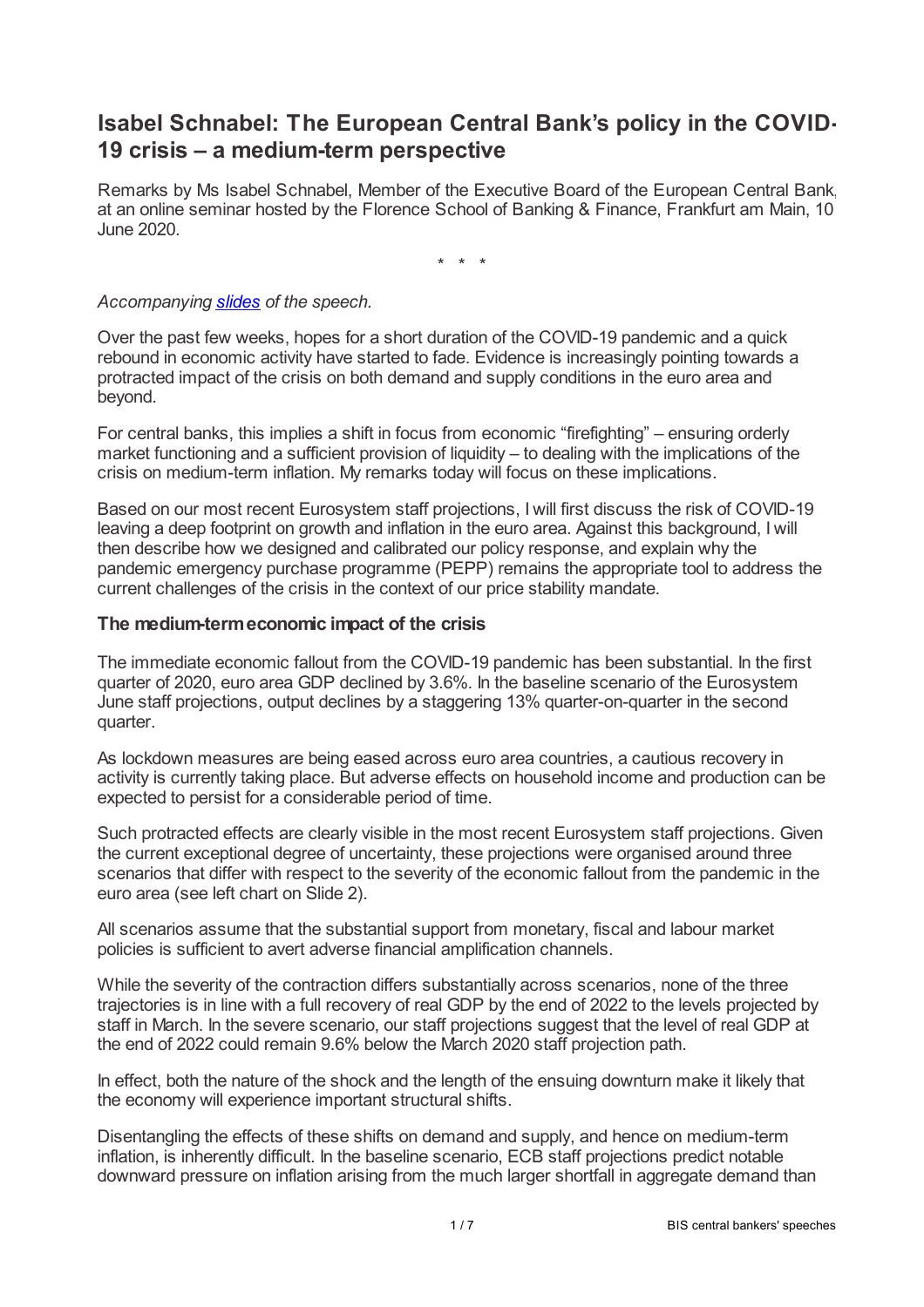# Isabel Schnabel: The European Central Bank's policy in the COVID-19 crisis – a medium-term perspective

Remarks by Ms Isabel Schnabel, Member of the Executive Board of the European Central Bank, at an online seminar hosted by the Florence School of Banking & Finance, Frankfurt am Main, 10 June 2020.

\* \* \*

*Accompanying [slides](slides) of the speech.*

Over the past few weeks, hopes for a short duration of the COVID-19 pandemic and a quick rebound in economic activity have started to fade. Evidence is increasingly pointing towards a protracted impact of the crisis on both demand and supply conditions in the euro area and beyond.

For central banks, this implies a shift in focus from economic "firefighting" – ensuring orderly market functioning and a sufficient provision of liquidity – to dealing with the implications of the crisis on medium-term inflation. My remarks today will focus on these implications.

Based on our most recent Eurosystem staff projections, I will first discuss the risk of COVID-19 leaving a deep footprint on growth and inflation in the euro area. Against this background, I will then describe how we designed and calibrated our policy response, and explain why the pandemic emergency purchase programme (PEPP) remains the appropriate tool to address the current challenges of the crisis in the context of our price stability mandate.

### The medium-term economic impact of the crisis

The immediate economic fallout from the COVID-19 pandemic has been substantial. In the first quarter of 2020, euro area GDP declined by 3.6%. In the baseline scenario of the Eurosystem June staff projections, output declines by a staggering 13% quarter-on-quarter in the second quarter.

As lockdown measures are being eased across euro area countries, a cautious recovery in activity is currently taking place. But adverse effects on household income and production can be expected to persist for a considerable period of time.

Such protracted effects are clearly visible in the most recent Eurosystem staff projections. Given the current exceptional degree of uncertainty, these projections were organised around three scenarios that differ with respect to the severity of the economic fallout from the pandemic in the euro area (see left chart on Slide 2).

All scenarios assume that the substantial support from monetary, fiscal and labour market policies is sufficient to avert adverse financial amplification channels.

While the severity of the contraction differs substantially across scenarios, none of the three trajectories is in line with a full recovery of real GDP by the end of 2022 to the levels projected by staff in March. In the severe scenario, our staff projections suggest that the level of real GDP at the end of 2022 could remain 9.6% below the March 2020 staff projection path.

In effect, both the nature of the shock and the length of the ensuing downturn make it likely that the economy will experience important structural shifts.

Disentangling the effects of these shifts on demand and supply, and hence on medium-term inflation, is inherently difficult. In the baseline scenario, ECB staff projections predict notable downward pressure on inflation arising from the much larger shortfall in aggregate demand than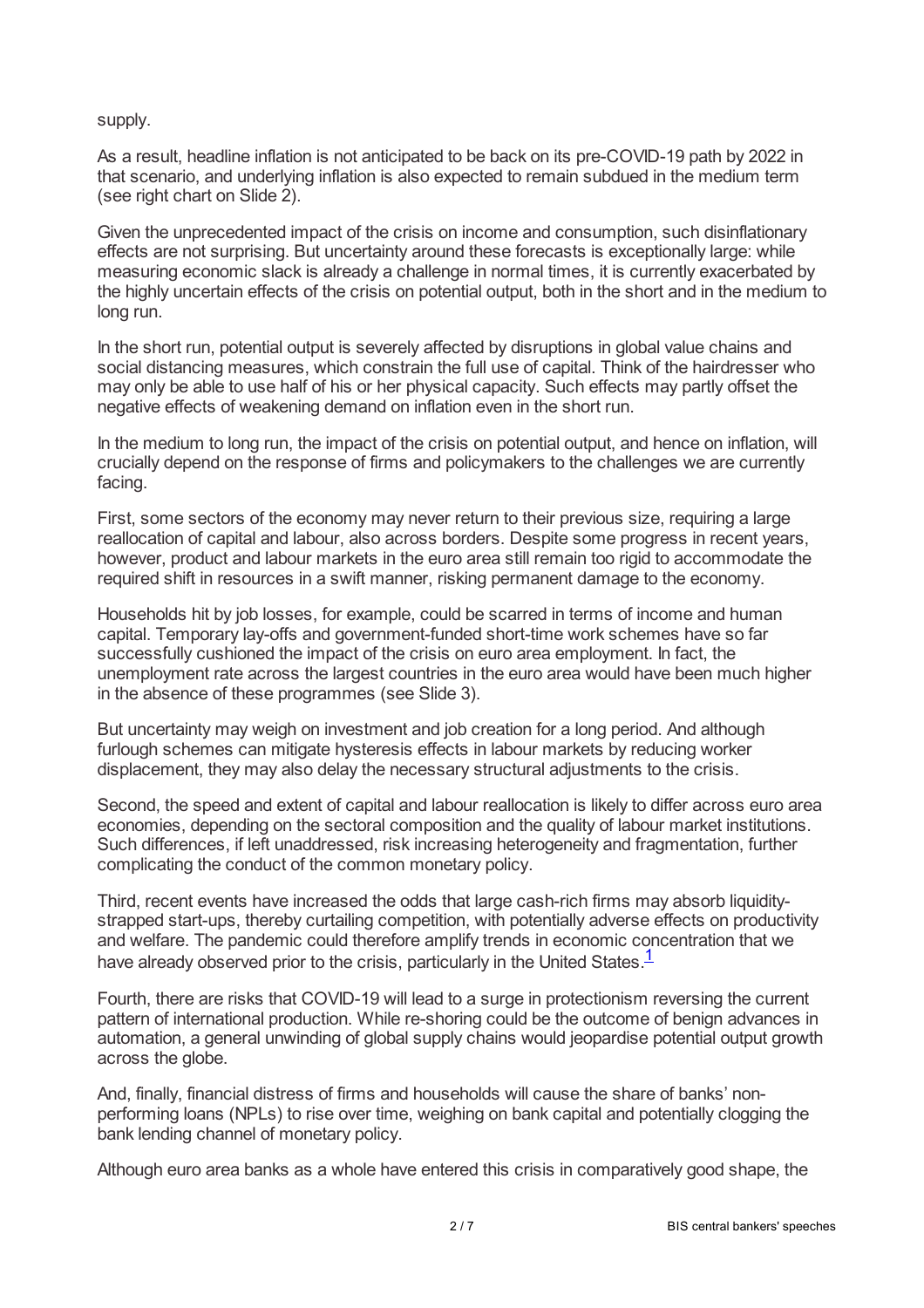supply.

As a result, headline inflation is not anticipated to be back on its pre-COVID-19 path by 2022 in that scenario, and underlying inflation is also expected to remain subdued in the medium term (see right chart on Slide 2).

Given the unprecedented impact of the crisis on income and consumption, such disinflationary effects are not surprising. But uncertainty around these forecasts is exceptionally large: while measuring economic slack is already a challenge in normal times, it is currently exacerbated by the highly uncertain effects of the crisis on potential output, both in the short and in the medium to long run.

In the short run, potential output is severely affected by disruptions in global value chains and social distancing measures, which constrain the full use of capital. Think of the hairdresser who may only be able to use half of his or her physical capacity. Such effects may partly offset the negative effects of weakening demand on inflation even in the short run.

In the medium to long run, the impact of the crisis on potential output, and hence on inflation, will crucially depend on the response of firms and policymakers to the challenges we are currently facing.

First, some sectors of the economy may never return to their previous size, requiring a large reallocation of capital and labour, also across borders. Despite some progress in recent years, however, product and labour markets in the euro area still remain too rigid to accommodate the required shift in resources in a swift manner, risking permanent damage to the economy.

Households hit by job losses, for example, could be scarred in terms of income and human capital. Temporary lay-offs and government-funded short-time work schemes have so far successfully cushioned the impact of the crisis on euro area employment. In fact, the unemployment rate across the largest countries in the euro area would have been much higher in the absence of these programmes (see Slide 3).

But uncertainty may weigh on investment and job creation for a long period. And although furlough schemes can mitigate hysteresis effects in labour markets by reducing worker displacement, they may also delay the necessary structural adjustments to the crisis.

Second, the speed and extent of capital and labour reallocation is likely to differ across euro area economies, depending on the sectoral composition and the quality of labour market institutions. Such differences, if left unaddressed, risk increasing heterogeneity and fragmentation, further complicating the conduct of the common monetary policy.

Third, recent events have increased the odds that large cash-rich firms may absorb liquidity-strapped start-ups, thereby curtailing competition, with potentially adverse effects on productivity and welfare. The pandemic could therefore amplify trends in economic concentration that we have already observed prior to the crisis, particularly in the United States.[1]

Fourth, there are risks that COVID-19 will lead to a surge in protectionism reversing the current pattern of international production. While re-shoring could be the outcome of benign advances in automation, a general unwinding of global supply chains would jeopardise potential output growth across the globe.

And, finally, financial distress of firms and households will cause the share of banks' non-performing loans (NPLs) to rise over time, weighing on bank capital and potentially clogging the bank lending channel of monetary policy.

Although euro area banks as a whole have entered this crisis in comparatively good shape, the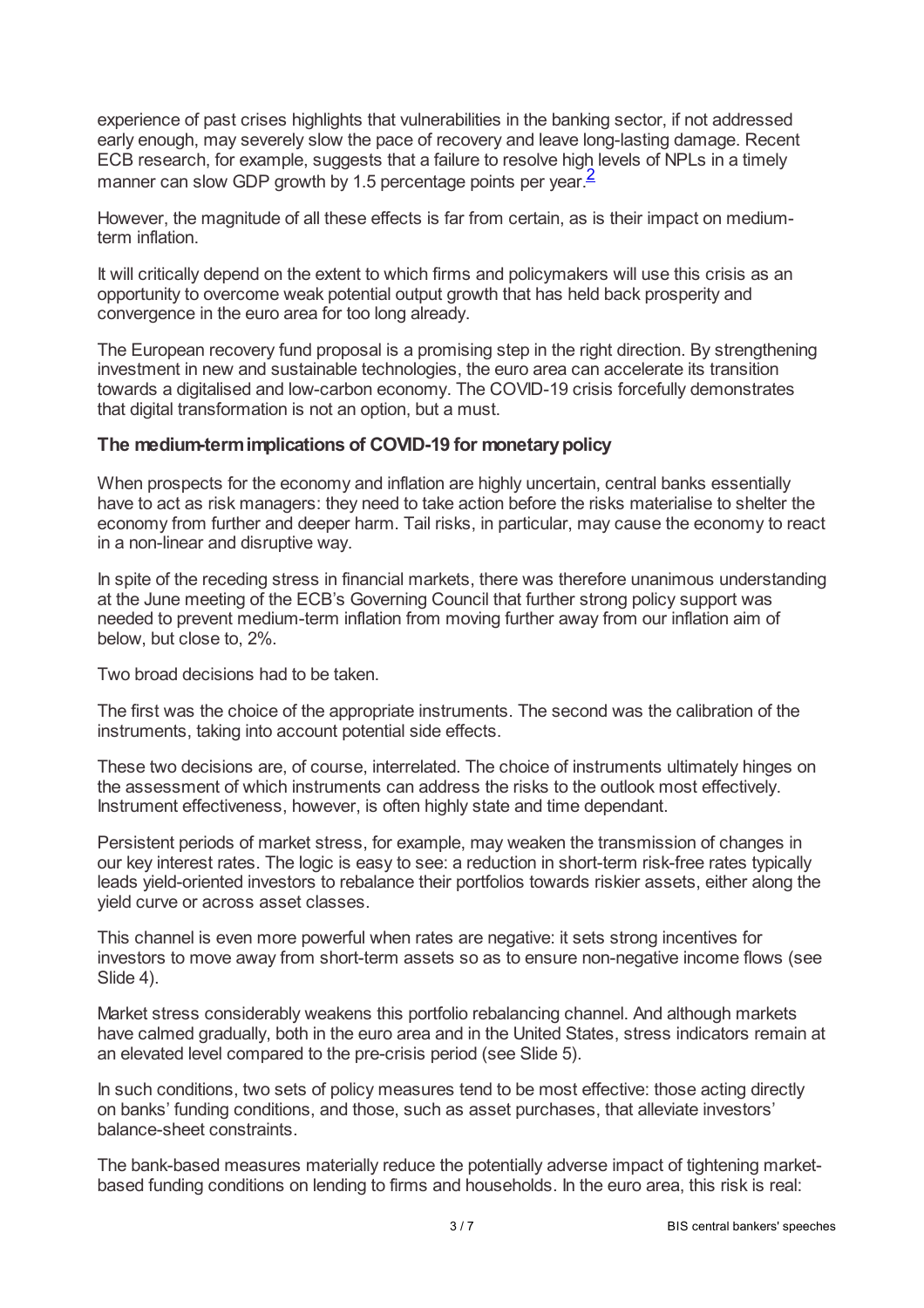experience of past crises highlights that vulnerabilities in the banking sector, if not addressed early enough, may severely slow the pace of recovery and leave long-lasting damage. Recent ECB research, for example, suggests that a failure to resolve high levels of NPLs in a timely manner can slow GDP growth by 1.5 percentage points per year.[2]

However, the magnitude of all these effects is far from certain, as is their impact on medium-term inflation.

It will critically depend on the extent to which firms and policymakers will use this crisis as an opportunity to overcome weak potential output growth that has held back prosperity and convergence in the euro area for too long already.

The European recovery fund proposal is a promising step in the right direction. By strengthening investment in new and sustainable technologies, the euro area can accelerate its transition towards a digitalised and low-carbon economy. The COVID-19 crisis forcefully demonstrates that digital transformation is not an option, but a must.

### The medium-term implications of COVID-19 for monetary policy

When prospects for the economy and inflation are highly uncertain, central banks essentially have to act as risk managers: they need to take action before the risks materialise to shelter the economy from further and deeper harm. Tail risks, in particular, may cause the economy to react in a non-linear and disruptive way.

In spite of the receding stress in financial markets, there was therefore unanimous understanding at the June meeting of the ECB's Governing Council that further strong policy support was needed to prevent medium-term inflation from moving further away from our inflation aim of below, but close to, 2%.

Two broad decisions had to be taken.

The first was the choice of the appropriate instruments. The second was the calibration of the instruments, taking into account potential side effects.

These two decisions are, of course, interrelated. The choice of instruments ultimately hinges on the assessment of which instruments can address the risks to the outlook most effectively. Instrument effectiveness, however, is often highly state and time dependant.

Persistent periods of market stress, for example, may weaken the transmission of changes in our key interest rates. The logic is easy to see: a reduction in short-term risk-free rates typically leads yield-oriented investors to rebalance their portfolios towards riskier assets, either along the yield curve or across asset classes.

This channel is even more powerful when rates are negative: it sets strong incentives for investors to move away from short-term assets so as to ensure non-negative income flows (see Slide 4).

Market stress considerably weakens this portfolio rebalancing channel. And although markets have calmed gradually, both in the euro area and in the United States, stress indicators remain at an elevated level compared to the pre-crisis period (see Slide 5).

In such conditions, two sets of policy measures tend to be most effective: those acting directly on banks' funding conditions, and those, such as asset purchases, that alleviate investors' balance-sheet constraints.

The bank-based measures materially reduce the potentially adverse impact of tightening market-based funding conditions on lending to firms and households. In the euro area, this risk is real: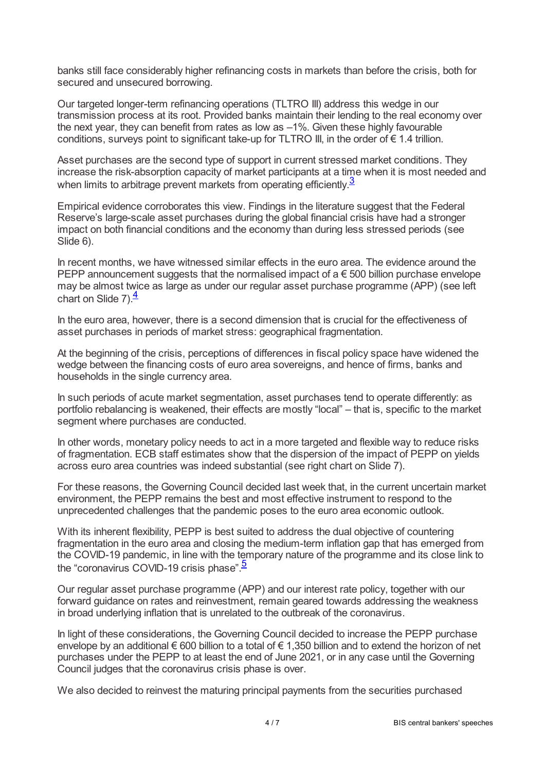banks still face considerably higher refinancing costs in markets than before the crisis, both for secured and unsecured borrowing.

Our targeted longer-term refinancing operations (TLTRO III) address this wedge in our transmission process at its root. Provided banks maintain their lending to the real economy over the next year, they can benefit from rates as low as –1%. Given these highly favourable conditions, surveys point to significant take-up for TLTRO III, in the order of € 1.4 trillion.

Asset purchases are the second type of support in current stressed market conditions. They increase the risk-absorption capacity of market participants at a time when it is most needed and when limits to arbitrage prevent markets from operating efficiently.[3]

Empirical evidence corroborates this view. Findings in the literature suggest that the Federal Reserve's large-scale asset purchases during the global financial crisis have had a stronger impact on both financial conditions and the economy than during less stressed periods (see Slide 6).

In recent months, we have witnessed similar effects in the euro area. The evidence around the PEPP announcement suggests that the normalised impact of a € 500 billion purchase envelope may be almost twice as large as under our regular asset purchase programme (APP) (see left chart on Slide 7).[4]

In the euro area, however, there is a second dimension that is crucial for the effectiveness of asset purchases in periods of market stress: geographical fragmentation.

At the beginning of the crisis, perceptions of differences in fiscal policy space have widened the wedge between the financing costs of euro area sovereigns, and hence of firms, banks and households in the single currency area.

In such periods of acute market segmentation, asset purchases tend to operate differently: as portfolio rebalancing is weakened, their effects are mostly "local" – that is, specific to the market segment where purchases are conducted.

In other words, monetary policy needs to act in a more targeted and flexible way to reduce risks of fragmentation. ECB staff estimates show that the dispersion of the impact of PEPP on yields across euro area countries was indeed substantial (see right chart on Slide 7).

For these reasons, the Governing Council decided last week that, in the current uncertain market environment, the PEPP remains the best and most effective instrument to respond to the unprecedented challenges that the pandemic poses to the euro area economic outlook.

With its inherent flexibility, PEPP is best suited to address the dual objective of countering fragmentation in the euro area and closing the medium-term inflation gap that has emerged from the COVID-19 pandemic, in line with the temporary nature of the programme and its close link to the "coronavirus COVID-19 crisis phase".[5]

Our regular asset purchase programme (APP) and our interest rate policy, together with our forward guidance on rates and reinvestment, remain geared towards addressing the weakness in broad underlying inflation that is unrelated to the outbreak of the coronavirus.

In light of these considerations, the Governing Council decided to increase the PEPP purchase envelope by an additional € 600 billion to a total of € 1,350 billion and to extend the horizon of net purchases under the PEPP to at least the end of June 2021, or in any case until the Governing Council judges that the coronavirus crisis phase is over.

We also decided to reinvest the maturing principal payments from the securities purchased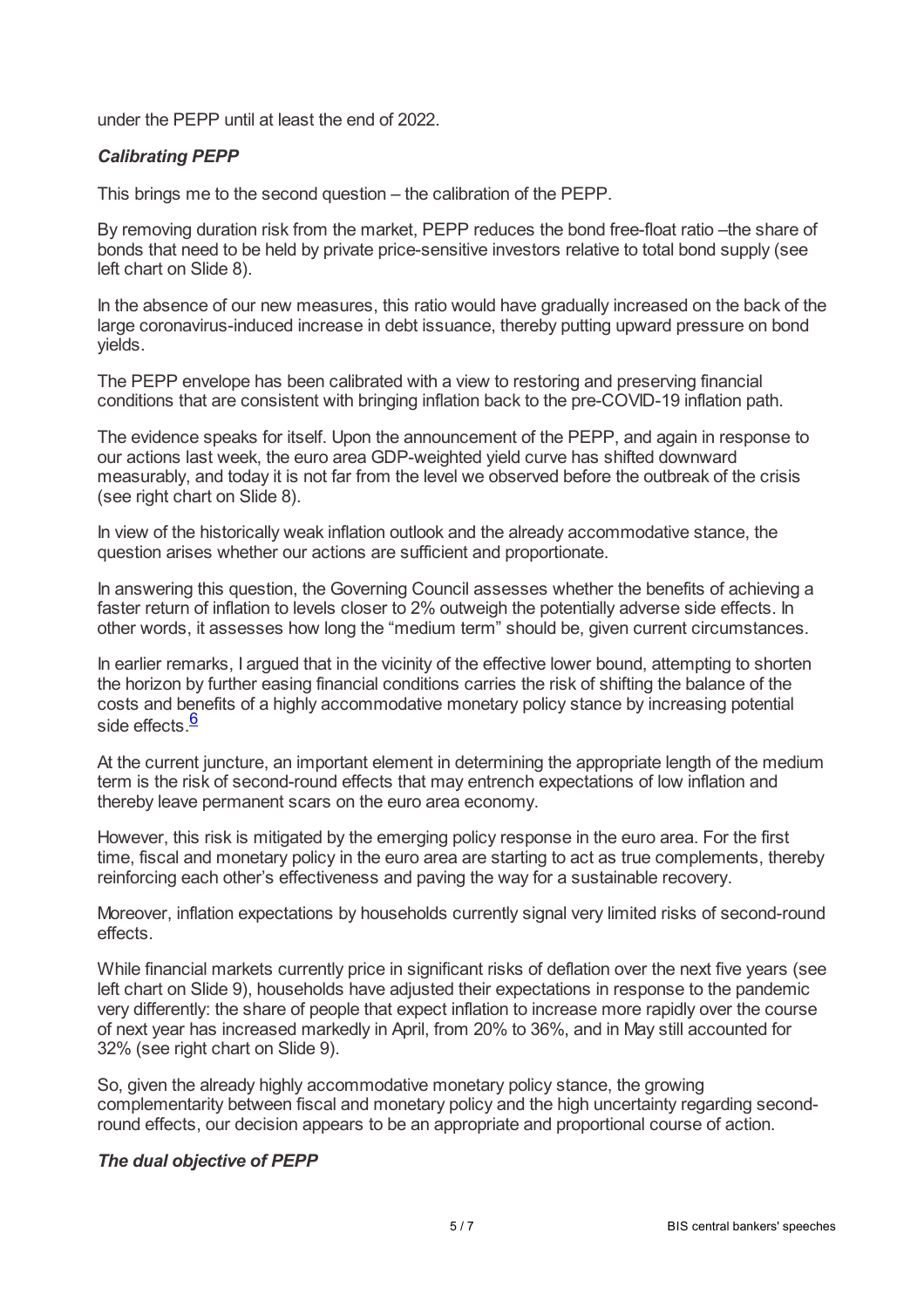under the PEPP until at least the end of 2022.

### *Calibrating PEPP*

This brings me to the second question – the calibration of the PEPP.

By removing duration risk from the market, PEPP reduces the bond free-float ratio –the share of bonds that need to be held by private price-sensitive investors relative to total bond supply (see left chart on Slide 8).

In the absence of our new measures, this ratio would have gradually increased on the back of the large coronavirus-induced increase in debt issuance, thereby putting upward pressure on bond yields.

The PEPP envelope has been calibrated with a view to restoring and preserving financial conditions that are consistent with bringing inflation back to the pre-COVID-19 inflation path.

The evidence speaks for itself. Upon the announcement of the PEPP, and again in response to our actions last week, the euro area GDP-weighted yield curve has shifted downward measurably, and today it is not far from the level we observed before the outbreak of the crisis (see right chart on Slide 8).

In view of the historically weak inflation outlook and the already accommodative stance, the question arises whether our actions are sufficient and proportionate.

In answering this question, the Governing Council assesses whether the benefits of achieving a faster return of inflation to levels closer to 2% outweigh the potentially adverse side effects. In other words, it assesses how long the "medium term" should be, given current circumstances.

In earlier remarks, I argued that in the vicinity of the effective lower bound, attempting to shorten the horizon by further easing financial conditions carries the risk of shifting the balance of the costs and benefits of a highly accommodative monetary policy stance by increasing potential side effects.[6]

At the current juncture, an important element in determining the appropriate length of the medium term is the risk of second-round effects that may entrench expectations of low inflation and thereby leave permanent scars on the euro area economy.

However, this risk is mitigated by the emerging policy response in the euro area. For the first time, fiscal and monetary policy in the euro area are starting to act as true complements, thereby reinforcing each other's effectiveness and paving the way for a sustainable recovery.

Moreover, inflation expectations by households currently signal very limited risks of second-round effects.

While financial markets currently price in significant risks of deflation over the next five years (see left chart on Slide 9), households have adjusted their expectations in response to the pandemic very differently: the share of people that expect inflation to increase more rapidly over the course of next year has increased markedly in April, from 20% to 36%, and in May still accounted for 32% (see right chart on Slide 9).

So, given the already highly accommodative monetary policy stance, the growing complementarity between fiscal and monetary policy and the high uncertainty regarding second-round effects, our decision appears to be an appropriate and proportional course of action.

### *The dual objective of PEPP*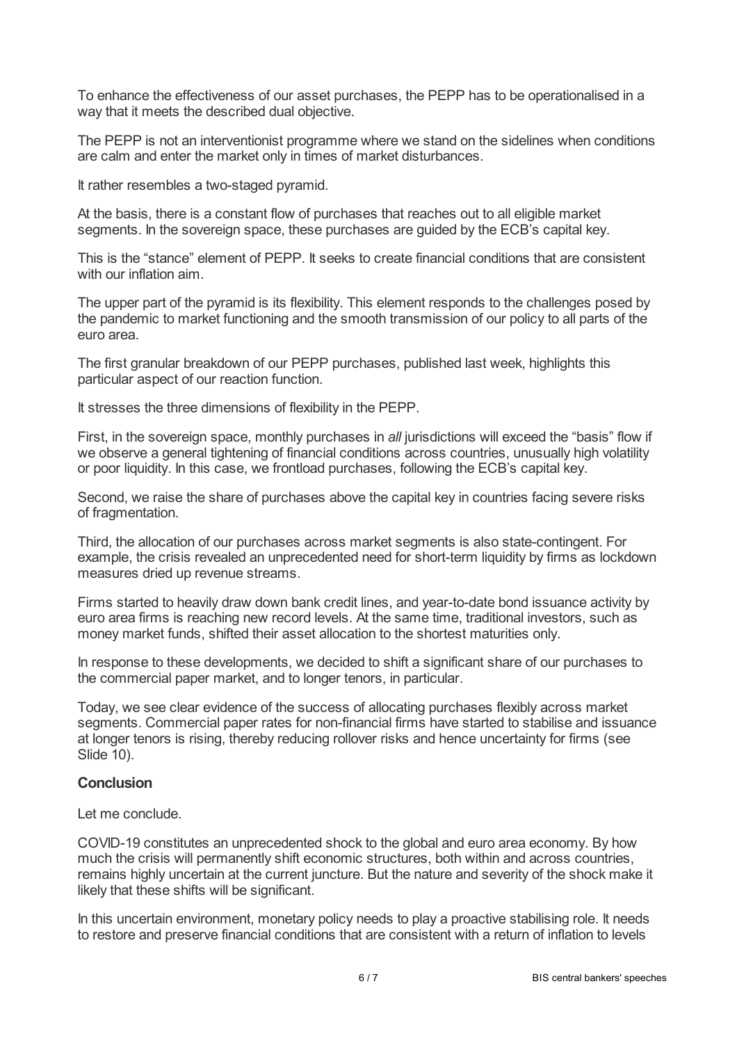To enhance the effectiveness of our asset purchases, the PEPP has to be operationalised in a way that it meets the described dual objective.

The PEPP is not an interventionist programme where we stand on the sidelines when conditions are calm and enter the market only in times of market disturbances.

It rather resembles a two-staged pyramid.

At the basis, there is a constant flow of purchases that reaches out to all eligible market segments. In the sovereign space, these purchases are guided by the ECB's capital key.

This is the "stance" element of PEPP. It seeks to create financial conditions that are consistent with our inflation aim.

The upper part of the pyramid is its flexibility. This element responds to the challenges posed by the pandemic to market functioning and the smooth transmission of our policy to all parts of the euro area.

The first granular breakdown of our PEPP purchases, published last week, highlights this particular aspect of our reaction function.

It stresses the three dimensions of flexibility in the PEPP.

First, in the sovereign space, monthly purchases in *all* jurisdictions will exceed the "basis" flow if we observe a general tightening of financial conditions across countries, unusually high volatility or poor liquidity. In this case, we frontload purchases, following the ECB's capital key.

Second, we raise the share of purchases above the capital key in countries facing severe risks of fragmentation.

Third, the allocation of our purchases across market segments is also state-contingent. For example, the crisis revealed an unprecedented need for short-term liquidity by firms as lockdown measures dried up revenue streams.

Firms started to heavily draw down bank credit lines, and year-to-date bond issuance activity by euro area firms is reaching new record levels. At the same time, traditional investors, such as money market funds, shifted their asset allocation to the shortest maturities only.

In response to these developments, we decided to shift a significant share of our purchases to the commercial paper market, and to longer tenors, in particular.

Today, we see clear evidence of the success of allocating purchases flexibly across market segments. Commercial paper rates for non-financial firms have started to stabilise and issuance at longer tenors is rising, thereby reducing rollover risks and hence uncertainty for firms (see Slide 10).

## Conclusion

Let me conclude.

COVID-19 constitutes an unprecedented shock to the global and euro area economy. By how much the crisis will permanently shift economic structures, both within and across countries, remains highly uncertain at the current juncture. But the nature and severity of the shock make it likely that these shifts will be significant.

In this uncertain environment, monetary policy needs to play a proactive stabilising role. It needs to restore and preserve financial conditions that are consistent with a return of inflation to levels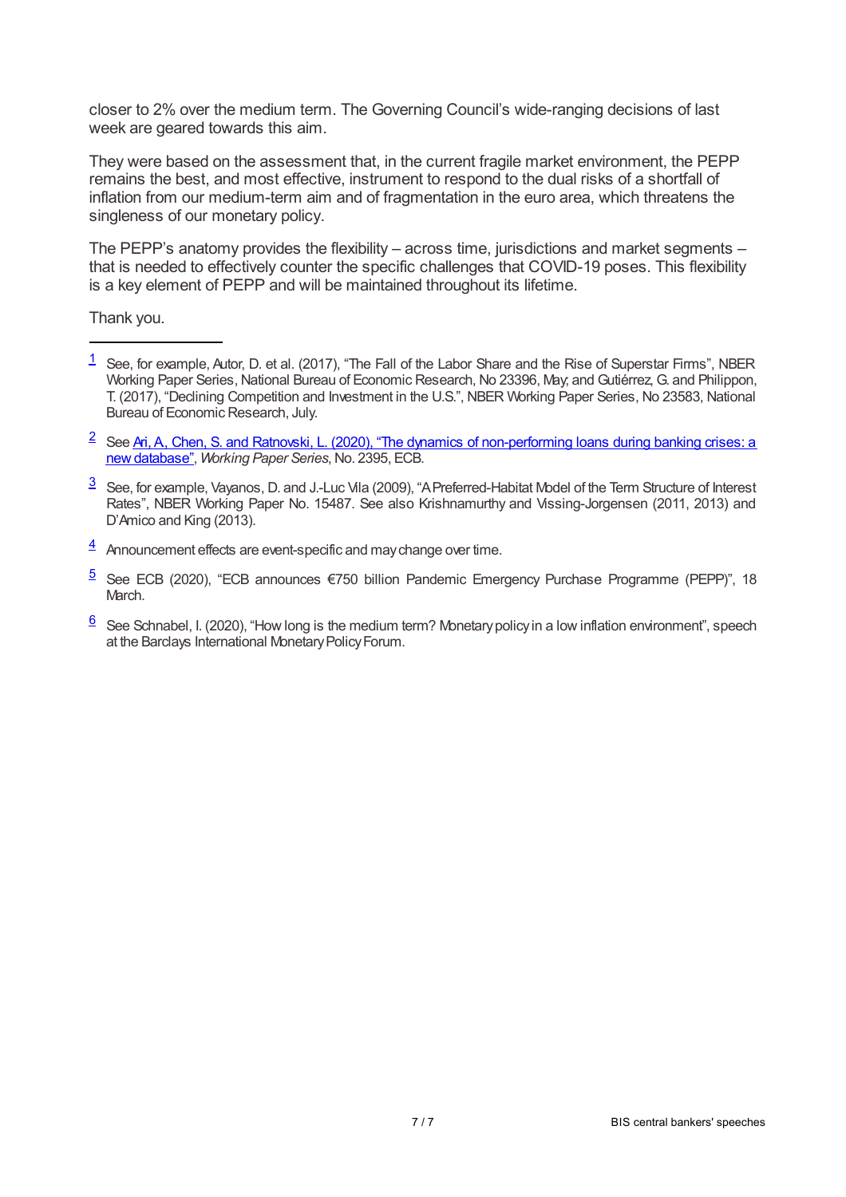closer to 2% over the medium term. The Governing Council's wide-ranging decisions of last week are geared towards this aim.

They were based on the assessment that, in the current fragile market environment, the PEPP remains the best, and most effective, instrument to respond to the dual risks of a shortfall of inflation from our medium-term aim and of fragmentation in the euro area, which threatens the singleness of our monetary policy.

The PEPP's anatomy provides the flexibility – across time, jurisdictions and market segments – that is needed to effectively counter the specific challenges that COVID-19 poses. This flexibility is a key element of PEPP and will be maintained throughout its lifetime.

Thank you.

---

[1] See, for example, Autor, D. et al. (2017), "The Fall of the Labor Share and the Rise of Superstar Firms", NBER Working Paper Series, National Bureau of Economic Research, No 23396, May; and Gutiérrez, G. and Philippon, T. (2017), "Declining Competition and Investment in the U.S.", NBER Working Paper Series, No 23583, National Bureau of Economic Research, July.

[2] See Ari, A, Chen, S. and Ratnovski, L. (2020), "The dynamics of non-performing loans during banking crises: a new database", *Working Paper Series*, No. 2395, ECB.

[3] See, for example, Vayanos, D. and J.-Luc Vila (2009), "A Preferred-Habitat Model of the Term Structure of Interest Rates", NBER Working Paper No. 15487. See also Krishnamurthy and Vissing-Jorgensen (2011, 2013) and D'Amico and King (2013).

[4] Announcement effects are event-specific and may change over time.

[5] See ECB (2020), "ECB announces €750 billion Pandemic Emergency Purchase Programme (PEPP)", 18 March.

[6] See Schnabel, I. (2020), "How long is the medium term? Monetary policy in a low inflation environment", speech at the Barclays International Monetary Policy Forum.